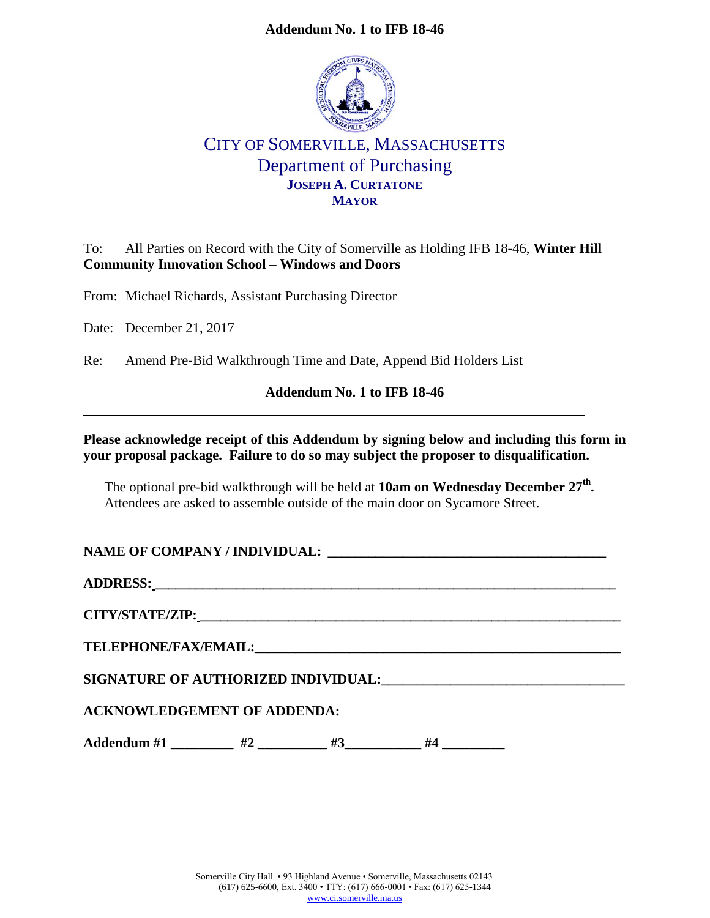**Addendum No. 1 to IFB 18-46**

# CITY OF SOMERVILLE, MASSACHUSETTS

## Department of Purchasing

**JOSEPH A. CURTATONE**
**MAYOR**

To: All Parties on Record with the City of Somerville as Holding IFB 18-46, **Winter Hill Community Innovation School – Windows and Doors**

From: Michael Richards, Assistant Purchasing Director

Date: December 21, 2017

Re: Amend Pre-Bid Walkthrough Time and Date, Append Bid Holders List

**Addendum No. 1 to IFB 18-46**

---

**Please acknowledge receipt of this Addendum by signing below and including this form in your proposal package. Failure to do so may subject the proposer to disqualification.**

The optional pre-bid walkthrough will be held at **10am on Wednesday December 27th.** Attendees are asked to assemble outside of the main door on Sycamore Street.

**NAME OF COMPANY / INDIVIDUAL:** ________________________________________

**ADDRESS:** ________________________________________

**CITY/STATE/ZIP:** ________________________________________

**TELEPHONE/FAX/EMAIL:** ________________________________________

**SIGNATURE OF AUTHORIZED INDIVIDUAL:** ________________________________________

**ACKNOWLEDGEMENT OF ADDENDA:**

**Addendum #1** _________ **#2** __________ **#3** ___________ **#4** _________

Somerville City Hall • 93 Highland Avenue • Somerville, Massachusetts 02143
(617) 625-6600, Ext. 3400 • TTY: (617) 666-0001 • Fax: (617) 625-1344
www.ci.somerville.ma.us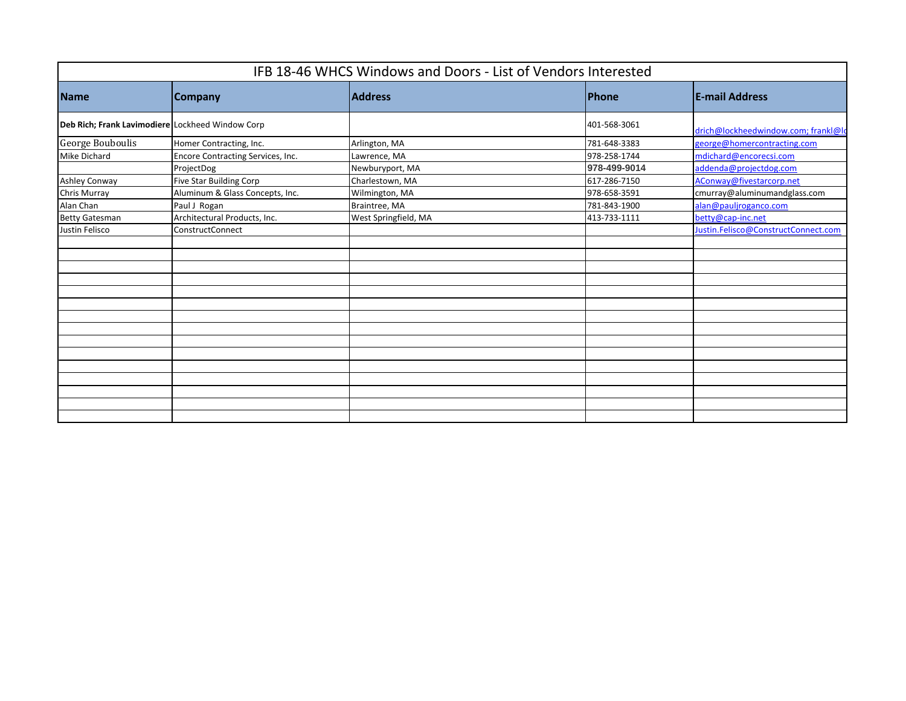# IFB 18-46 WHCS Windows and Doors - List of Vendors Interested

| Name | Company | Address | Phone | E-mail Address |
|---|---|---|---|---|
| **Deb Rich; Frank Lavimodiere** | Lockheed Window Corp | | 401-568-3061 | drich@lockheedwindow.com; frankl@lo |
| George Bouboulis | Homer Contracting, Inc. | Arlington, MA | 781-648-3383 | george@homercontracting.com |
| Mike Dichard | Encore Contracting Services, Inc. | Lawrence, MA | 978-258-1744 | mdichard@encorecsi.com |
| | ProjectDog | Newburyport, MA | 978-499-9014 | addenda@projectdog.com |
| Ashley Conway | Five Star Building Corp | Charlestown, MA | 617-286-7150 | AConway@fivestarcorp.net |
| Chris Murray | Aluminum & Glass Concepts, Inc. | Wilmington, MA | 978-658-3591 | cmurray@aluminumandglass.com |
| Alan Chan | Paul J Rogan | Braintree, MA | 781-843-1900 | alan@pauljroganco.com |
| Betty Gatesman | Architectural Products, Inc. | West Springfield, MA | 413-733-1111 | betty@cap-inc.net |
| Justin Felisco | ConstructConnect | | | Justin.Felisco@ConstructConnect.com |